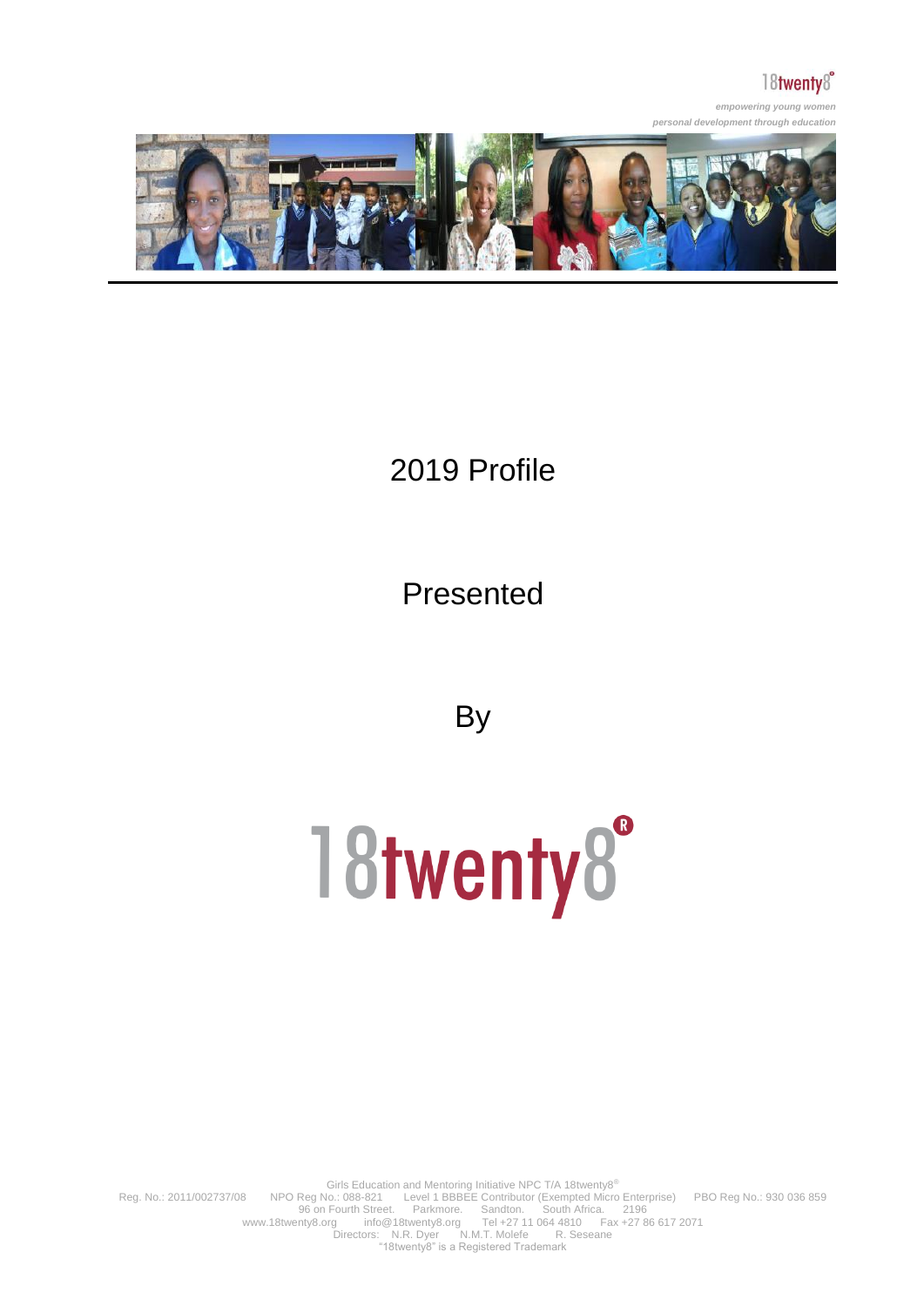18twenty8®

***empowering young women***
***personal development through education***

# 2019 Profile

## Presented

## By

# 18twenty8®

Girls Education and Mentoring Initiative NPC T/A 18twenty8®
Reg. No.: 2011/002737/08   NPO Reg No.: 088-821   Level 1 BBBEE Contributor (Exempted Micro Enterprise)   PBO Reg No.: 930 036 859
96 on Fourth Street.   Parkmore.   Sandton.   South Africa.   2196
www.18twenty8.org   info@18twenty8.org   Tel +27 11 064 4810   Fax +27 86 617 2071
Directors:   N.R. Dyer   N.M.T. Molefe   R. Seseane
"18twenty8" is a Registered Trademark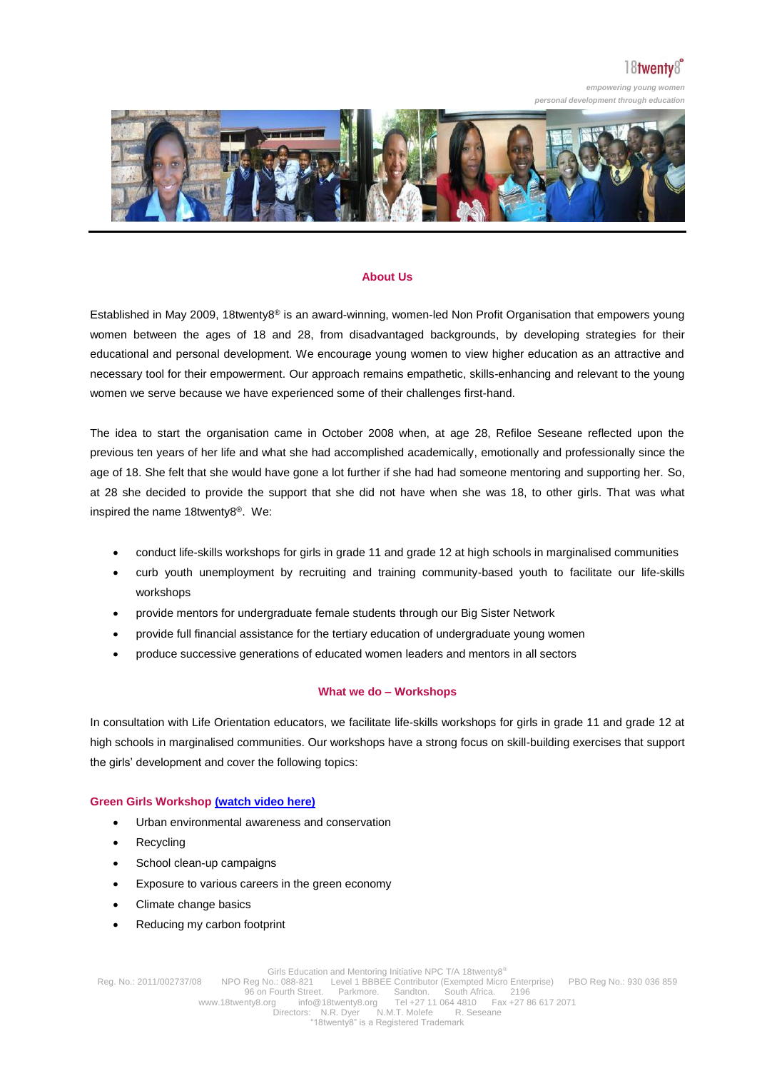## About Us

Established in May 2009, 18twenty8® is an award-winning, women-led Non Profit Organisation that empowers young women between the ages of 18 and 28, from disadvantaged backgrounds, by developing strategies for their educational and personal development. We encourage young women to view higher education as an attractive and necessary tool for their empowerment. Our approach remains empathetic, skills-enhancing and relevant to the young women we serve because we have experienced some of their challenges first-hand.

The idea to start the organisation came in October 2008 when, at age 28, Refiloe Seseane reflected upon the previous ten years of her life and what she had accomplished academically, emotionally and professionally since the age of 18. She felt that she would have gone a lot further if she had had someone mentoring and supporting her. So, at 28 she decided to provide the support that she did not have when she was 18, to other girls. That was what inspired the name 18twenty8®. We:

- conduct life-skills workshops for girls in grade 11 and grade 12 at high schools in marginalised communities
- curb youth unemployment by recruiting and training community-based youth to facilitate our life-skills workshops
- provide mentors for undergraduate female students through our Big Sister Network
- provide full financial assistance for the tertiary education of undergraduate young women
- produce successive generations of educated women leaders and mentors in all sectors

## What we do – Workshops

In consultation with Life Orientation educators, we facilitate life-skills workshops for girls in grade 11 and grade 12 at high schools in marginalised communities. Our workshops have a strong focus on skill-building exercises that support the girls' development and cover the following topics:

### Green Girls Workshop (watch video here)

- Urban environmental awareness and conservation
- Recycling
- School clean-up campaigns
- Exposure to various careers in the green economy
- Climate change basics
- Reducing my carbon footprint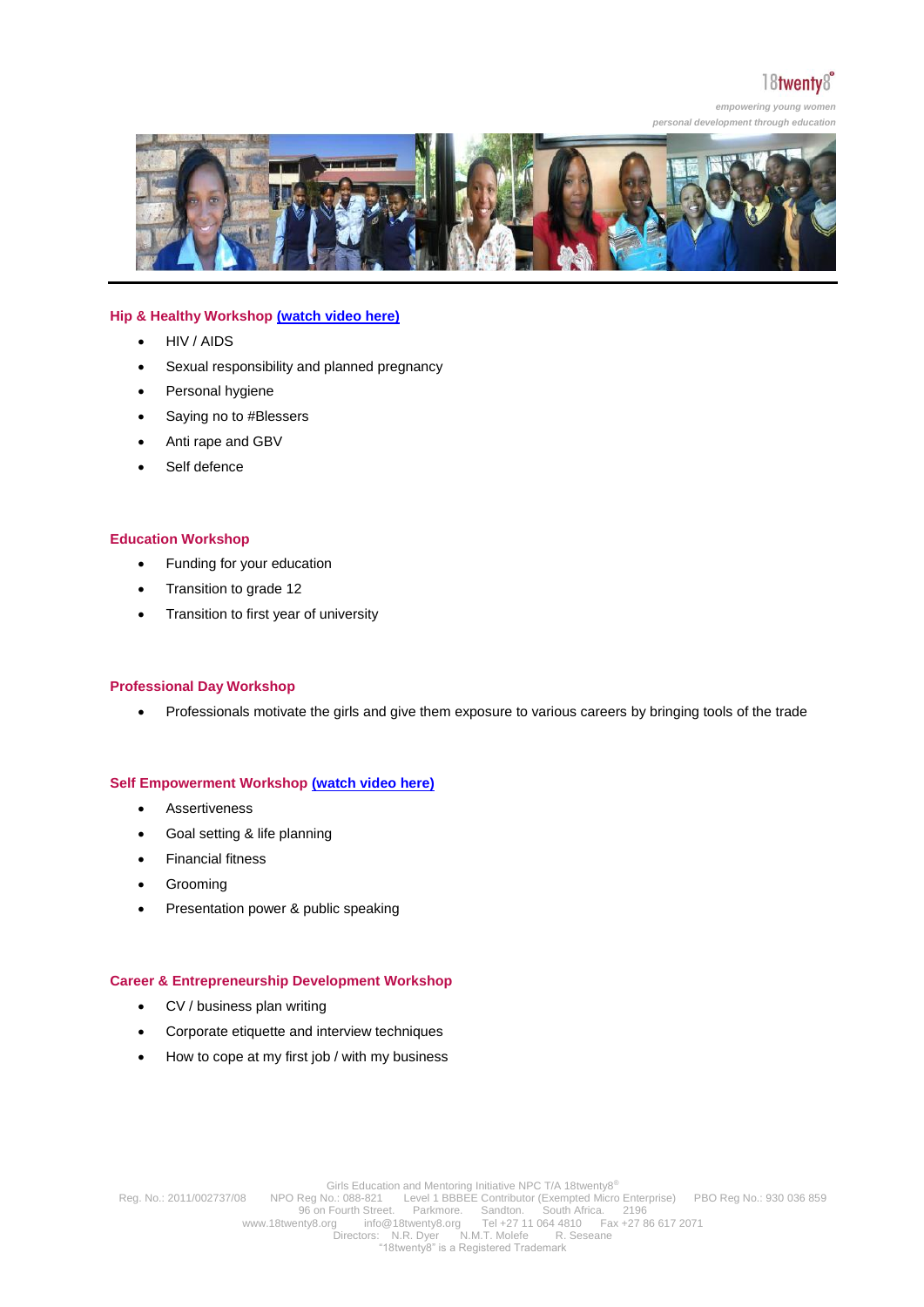## Hip & Healthy Workshop (watch video here)

- HIV / AIDS
- Sexual responsibility and planned pregnancy
- Personal hygiene
- Saying no to #Blessers
- Anti rape and GBV
- Self defence

## Education Workshop

- Funding for your education
- Transition to grade 12
- Transition to first year of university

## Professional Day Workshop

- Professionals motivate the girls and give them exposure to various careers by bringing tools of the trade

## Self Empowerment Workshop (watch video here)

- Assertiveness
- Goal setting & life planning
- Financial fitness
- Grooming
- Presentation power & public speaking

## Career & Entrepreneurship Development Workshop

- CV / business plan writing
- Corporate etiquette and interview techniques
- How to cope at my first job / with my business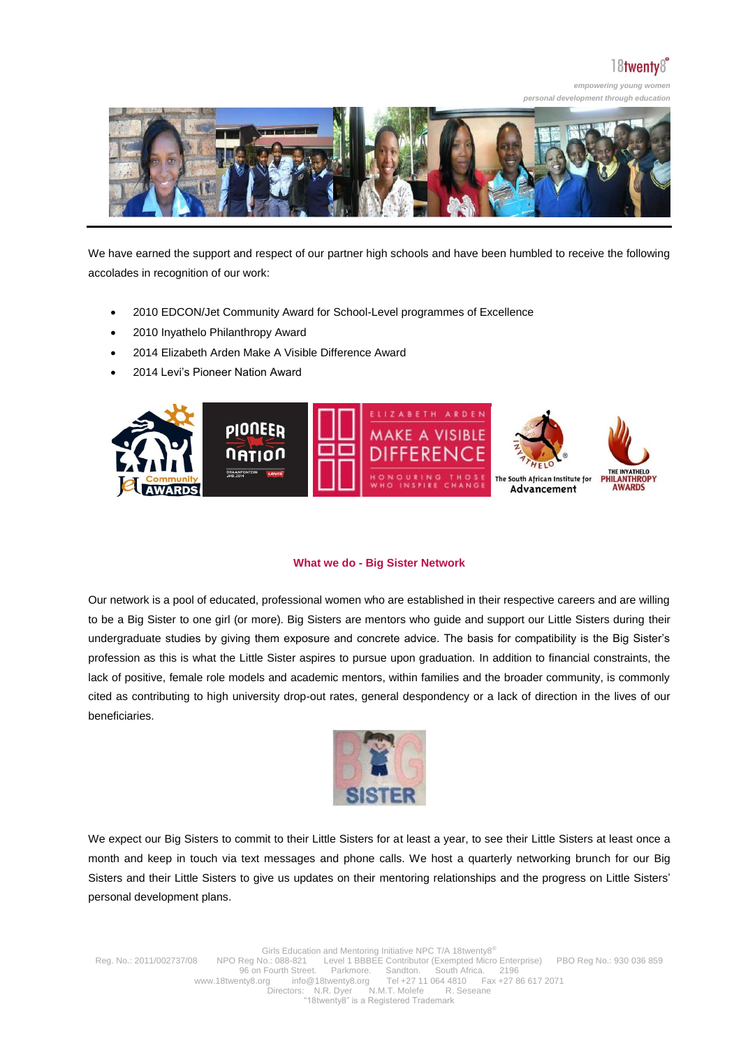We have earned the support and respect of our partner high schools and have been humbled to receive the following accolades in recognition of our work:

- 2010 EDCON/Jet Community Award for School-Level programmes of Excellence
- 2010 Inyathelo Philanthropy Award
- 2014 Elizabeth Arden Make A Visible Difference Award
- 2014 Levi's Pioneer Nation Award

## What we do - Big Sister Network

Our network is a pool of educated, professional women who are established in their respective careers and are willing to be a Big Sister to one girl (or more). Big Sisters are mentors who guide and support our Little Sisters during their undergraduate studies by giving them exposure and concrete advice. The basis for compatibility is the Big Sister's profession as this is what the Little Sister aspires to pursue upon graduation. In addition to financial constraints, the lack of positive, female role models and academic mentors, within families and the broader community, is commonly cited as contributing to high university drop-out rates, general despondency or a lack of direction in the lives of our beneficiaries.

We expect our Big Sisters to commit to their Little Sisters for at least a year, to see their Little Sisters at least once a month and keep in touch via text messages and phone calls. We host a quarterly networking brunch for our Big Sisters and their Little Sisters to give us updates on their mentoring relationships and the progress on Little Sisters' personal development plans.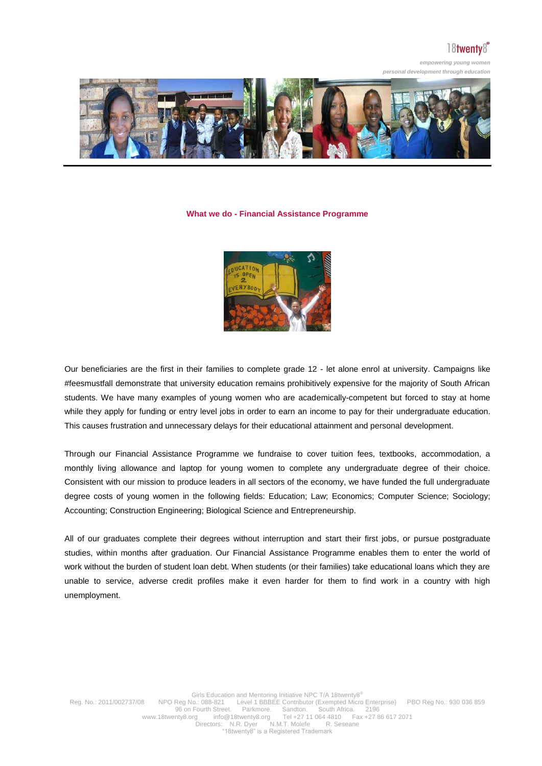## What we do - Financial Assistance Programme

Our beneficiaries are the first in their families to complete grade 12 - let alone enrol at university. Campaigns like #feesmustfall demonstrate that university education remains prohibitively expensive for the majority of South African students. We have many examples of young women who are academically-competent but forced to stay at home while they apply for funding or entry level jobs in order to earn an income to pay for their undergraduate education. This causes frustration and unnecessary delays for their educational attainment and personal development.

Through our Financial Assistance Programme we fundraise to cover tuition fees, textbooks, accommodation, a monthly living allowance and laptop for young women to complete any undergraduate degree of their choice. Consistent with our mission to produce leaders in all sectors of the economy, we have funded the full undergraduate degree costs of young women in the following fields: Education; Law; Economics; Computer Science; Sociology; Accounting; Construction Engineering; Biological Science and Entrepreneurship.

All of our graduates complete their degrees without interruption and start their first jobs, or pursue postgraduate studies, within months after graduation. Our Financial Assistance Programme enables them to enter the world of work without the burden of student loan debt. When students (or their families) take educational loans which they are unable to service, adverse credit profiles make it even harder for them to find work in a country with high unemployment.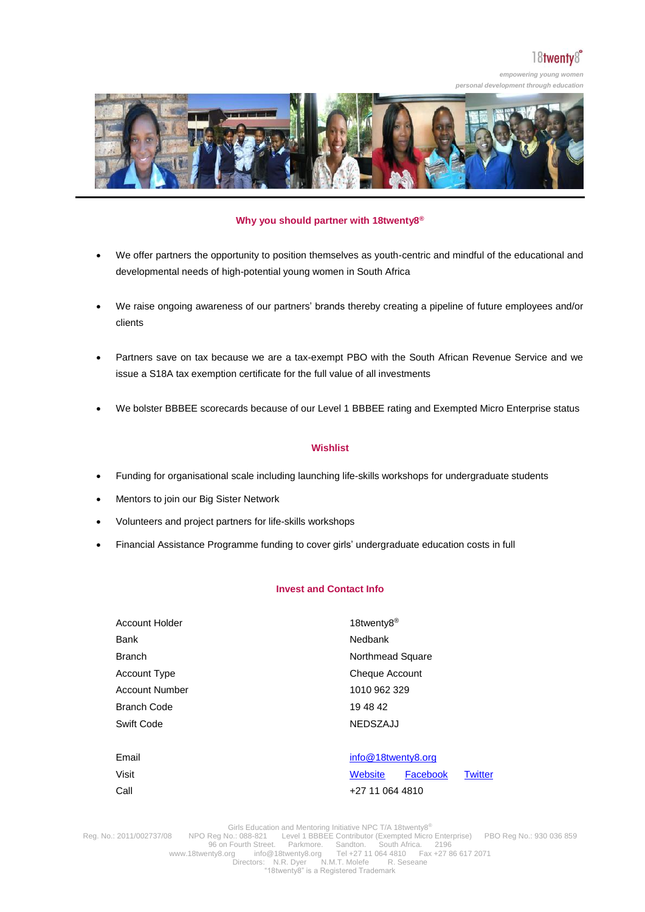18twenty8®

*empowering young women*

*personal development through education*

## Why you should partner with 18twenty8®

- We offer partners the opportunity to position themselves as youth-centric and mindful of the educational and developmental needs of high-potential young women in South Africa
- We raise ongoing awareness of our partners' brands thereby creating a pipeline of future employees and/or clients
- Partners save on tax because we are a tax-exempt PBO with the South African Revenue Service and we issue a S18A tax exemption certificate for the full value of all investments
- We bolster BBBEE scorecards because of our Level 1 BBBEE rating and Exempted Micro Enterprise status

## Wishlist

- Funding for organisational scale including launching life-skills workshops for undergraduate students
- Mentors to join our Big Sister Network
- Volunteers and project partners for life-skills workshops
- Financial Assistance Programme funding to cover girls' undergraduate education costs in full

## Invest and Contact Info

| | |
|---|---|
| Account Holder | 18twenty8® |
| Bank | Nedbank |
| Branch | Northmead Square |
| Account Type | Cheque Account |
| Account Number | 1010 962 329 |
| Branch Code | 19 48 42 |
| Swift Code | NEDSZAJJ |
| | |
| Email | info@18twenty8.org |
| Visit | Website Facebook Twitter |
| Call | +27 11 064 4810 |

Girls Education and Mentoring Initiative NPC T/A 18twenty8®
Reg. No.: 2011/002737/08 NPO Reg No.: 088-821 Level 1 BBBEE Contributor (Exempted Micro Enterprise) PBO Reg No.: 930 036 859
96 on Fourth Street. Parkmore. Sandton. South Africa. 2196
www.18twenty8.org info@18twenty8.org Tel +27 11 064 4810 Fax +27 86 617 2071
Directors: N.R. Dyer N.M.T. Molefe R. Seseane
"18twenty8" is a Registered Trademark